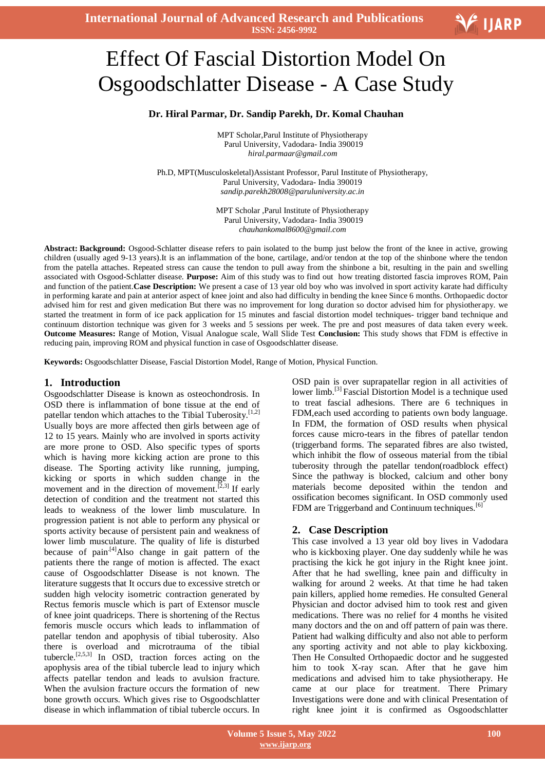# Effect Of Fascial Distortion Model On Osgoodschlatter Disease - A Case Study

**Dr. Hiral Parmar, Dr. Sandip Parekh, Dr. Komal Chauhan**

MPT Scholar,Parul Institute of Physiotherapy
Parul University, Vadodara- India 390019
*hiral.parmaar@gmail.com*

Ph.D, MPT(Musculoskeletal)Assistant Professor, Parul Institute of Physiotherapy,
Parul University, Vadodara- India 390019
*sandip.parekh28008@paruluniversity.ac.in*

MPT Scholar ,Parul Institute of Physiotherapy
Parul University, Vadodara- India 390019
*chauhankomal8600@gmail.com*

**Abstract: Background:** Osgood-Schlatter disease refers to pain isolated to the bump just below the front of the knee in active, growing children (usually aged 9-13 years).It is an inflammation of the bone, cartilage, and/or tendon at the top of the shinbone where the tendon from the patella attaches. Repeated stress can cause the tendon to pull away from the shinbone a bit, resulting in the pain and swelling associated with Osgood-Schlatter disease. **Purpose:** Aim of this study was to find out how treating distorted fascia improves ROM, Pain and function of the patient.**Case Description:** We present a case of 13 year old boy who was involved in sport activity karate had difficulty in performing karate and pain at anterior aspect of knee joint and also had difficulty in bending the knee Since 6 months. Orthopaedic doctor advised him for rest and given medication But there was no improvement for long duration so doctor advised him for physiotherapy. we started the treatment in form of ice pack application for 15 minutes and fascial distortion model techniques- trigger band technique and continuum distortion technique was given for 3 weeks and 5 sessions per week. The pre and post measures of data taken every week. **Outcome Measures:** Range of Motion, Visual Analogue scale, Wall Slide Test **Conclusion:** This study shows that FDM is effective in reducing pain, improving ROM and physical function in case of Osgoodschlatter disease.

**Keywords:** Osgoodschlatter Disease, Fascial Distortion Model, Range of Motion, Physical Function.

## 1. Introduction

Osgoodschlatter Disease is known as osteochondrosis. In OSD there is inflammation of bone tissue at the end of patellar tendon which attaches to the Tibial Tuberosity.[1,2] Usually boys are more affected then girls between age of 12 to 15 years. Mainly who are involved in sports activity are more prone to OSD. Also specific types of sports which is having more kicking action are prone to this disease. The Sporting activity like running, jumping, kicking or sports in which sudden change in the movement and in the direction of movement.[2,3] If early detection of condition and the treatment not started this leads to weakness of the lower limb musculature. In progression patient is not able to perform any physical or sports activity because of persistent pain and weakness of lower limb musculature. The quality of life is disturbed because of pain.[4]Also change in gait pattern of the patients there the range of motion is affected. The exact cause of Osgoodschlatter Disease is not known. The literature suggests that It occurs due to excessive stretch or sudden high velocity isometric contraction generated by Rectus femoris muscle which is part of Extensor muscle of knee joint quadriceps. There is shortening of the Rectus femoris muscle occurs which leads to inflammation of patellar tendon and apophysis of tibial tuberosity. Also there is overload and microtrauma of the tibial tubercle.[2,5,3] In OSD, traction forces acting on the apophysis area of the tibial tubercle lead to injury which affects patellar tendon and leads to avulsion fracture. When the avulsion fracture occurs the formation of new bone growth occurs. Which gives rise to Osgoodschlatter disease in which inflammation of tibial tubercle occurs. In OSD pain is over suprapatellar region in all activities of lower limb.[3] Fascial Distortion Model is a technique used to treat fascial adhesions. There are 6 techniques in FDM,each used according to patients own body language. In FDM, the formation of OSD results when physical forces cause micro-tears in the fibres of patellar tendon (triggerband forms. The separated fibres are also twisted, which inhibit the flow of osseous material from the tibial tuberosity through the patellar tendon(roadblock effect) Since the pathway is blocked, calcium and other bony materials become deposited within the tendon and ossification becomes significant. In OSD commonly used FDM are Triggerband and Continuum techniques.[6]

## 2. Case Description

This case involved a 13 year old boy lives in Vadodara who is kickboxing player. One day suddenly while he was practising the kick he got injury in the Right knee joint. After that he had swelling, knee pain and difficulty in walking for around 2 weeks. At that time he had taken pain killers, applied home remedies. He consulted General Physician and doctor advised him to took rest and given medications. There was no relief for 4 months he visited many doctors and the on and off pattern of pain was there. Patient had walking difficulty and also not able to perform any sporting activity and not able to play kickboxing. Then He Consulted Orthopaedic doctor and he suggested him to took X-ray scan. After that he gave him medications and advised him to take physiotherapy. He came at our place for treatment. There Primary Investigations were done and with clinical Presentation of right knee joint it is confirmed as Osgoodschlatter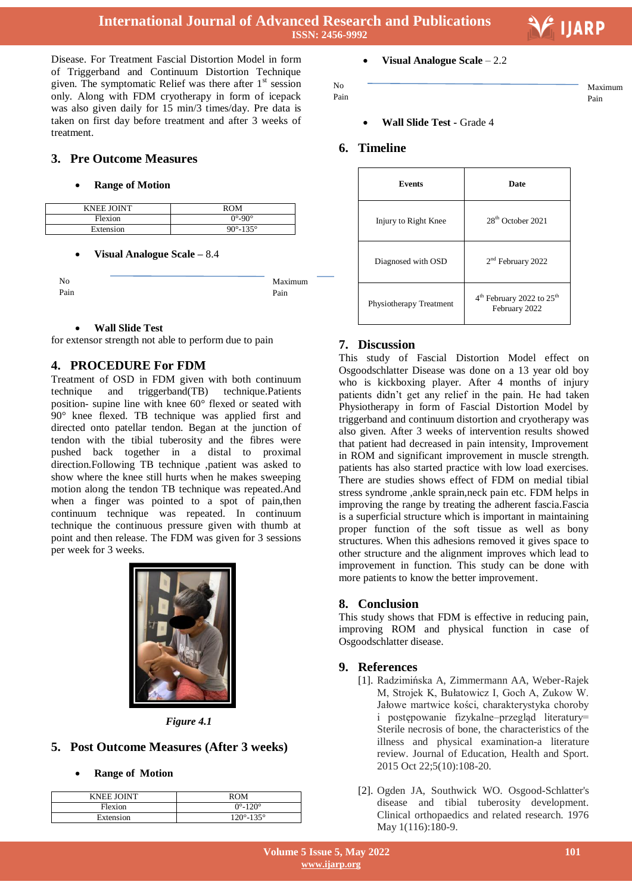Disease. For Treatment Fascial Distortion Model in form of Triggerband and Continuum Distortion Technique given. The symptomatic Relief was there after 1st session only. Along with FDM cryotherapy in form of icepack was also given daily for 15 min/3 times/day. Pre data is taken on first day before treatment and after 3 weeks of treatment.

## 3. Pre Outcome Measures

- **Range of Motion**

| KNEE JOINT | ROM |
|---|---|
| Flexion | 0°-90° |
| Extension | 90°-135° |

- **Visual Analogue Scale** – 8.4

No Pain — Maximum Pain

- **Wall Slide Test**

for extensor strength not able to perform due to pain

## 4. PROCEDURE For FDM

Treatment of OSD in FDM given with both continuum technique and triggerband(TB) technique.Patients position- supine line with knee 60° flexed or seated with 90° knee flexed. TB technique was applied first and directed onto patellar tendon. Began at the junction of tendon with the tibial tuberosity and the fibres were pushed back together in a distal to proximal direction.Following TB technique ,patient was asked to show where the knee still hurts when he makes sweeping motion along the tendon TB technique was repeated.And when a finger was pointed to a spot of pain,then continuum technique was repeated. In continuum technique the continuous pressure given with thumb at point and then release. The FDM was given for 3 sessions per week for 3 weeks.

*Figure 4.1*

## 5. Post Outcome Measures (After 3 weeks)

- **Range of Motion**

| KNEE JOINT | ROM |
|---|---|
| Flexion | 0°-120° |
| Extension | 120°-135° |

- **Visual Analogue Scale** – 2.2

No Pain — Maximum Pain

- **Wall Slide Test** - Grade 4

## 6. Timeline

| Events | Date |
|---|---|
| Injury to Right Knee | 28th October 2021 |
| Diagnosed with OSD | 2nd February 2022 |
| Physiotherapy Treatment | 4th February 2022 to 25th February 2022 |

## 7. Discussion

This study of Fascial Distortion Model effect on Osgoodschlatter Disease was done on a 13 year old boy who is kickboxing player. After 4 months of injury patients didn't get any relief in the pain. He had taken Physiotherapy in form of Fascial Distortion Model by triggerband and continuum distortion and cryotherapy was also given. After 3 weeks of intervention results showed that patient had decreased in pain intensity, Improvement in ROM and significant improvement in muscle strength. patients has also started practice with low load exercises. There are studies shows effect of FDM on medial tibial stress syndrome ,ankle sprain,neck pain etc. FDM helps in improving the range by treating the adherent fascia.Fascia is a superficial structure which is important in maintaining proper function of the soft tissue as well as bony structures. When this adhesions removed it gives space to other structure and the alignment improves which lead to improvement in function. This study can be done with more patients to know the better improvement.

## 8. Conclusion

This study shows that FDM is effective in reducing pain, improving ROM and physical function in case of Osgoodschlatter disease.

## 9. References

[1]. Radzimińska A, Zimmermann AA, Weber-Rajek M, Strojek K, Bułatowicz I, Goch A, Zukow W. Jałowe martwice kości, charakterystyka choroby i postępowanie fizykalne–przegląd literatury= Sterile necrosis of bone, the characteristics of the illness and physical examination-a literature review. Journal of Education, Health and Sport. 2015 Oct 22;5(10):108-20.

[2]. Ogden JA, Southwick WO. Osgood-Schlatter's disease and tibial tuberosity development. Clinical orthopaedics and related research. 1976 May 1(116):180-9.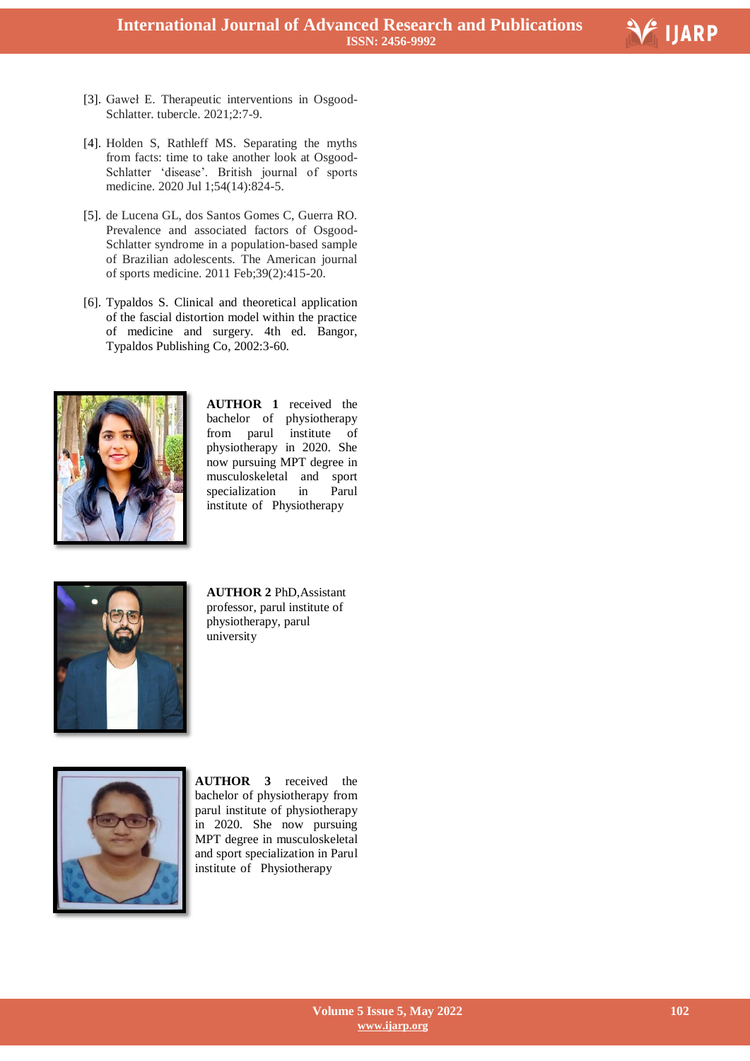[3]. Gaweł E. Therapeutic interventions in Osgood-Schlatter. tubercle. 2021;2:7-9.

[4]. Holden S, Rathleff MS. Separating the myths from facts: time to take another look at Osgood-Schlatter 'disease'. British journal of sports medicine. 2020 Jul 1;54(14):824-5.

[5]. de Lucena GL, dos Santos Gomes C, Guerra RO. Prevalence and associated factors of Osgood-Schlatter syndrome in a population-based sample of Brazilian adolescents. The American journal of sports medicine. 2011 Feb;39(2):415-20.

[6]. Typaldos S. Clinical and theoretical application of the fascial distortion model within the practice of medicine and surgery. 4th ed. Bangor, Typaldos Publishing Co, 2002:3-60.

**AUTHOR 1** received the bachelor of physiotherapy from parul institute of physiotherapy in 2020. She now pursuing MPT degree in musculoskeletal and sport specialization in Parul institute of Physiotherapy

**AUTHOR 2** PhD,Assistant professor, parul institute of physiotherapy, parul university

**AUTHOR 3** received the bachelor of physiotherapy from parul institute of physiotherapy in 2020. She now pursuing MPT degree in musculoskeletal and sport specialization in Parul institute of Physiotherapy